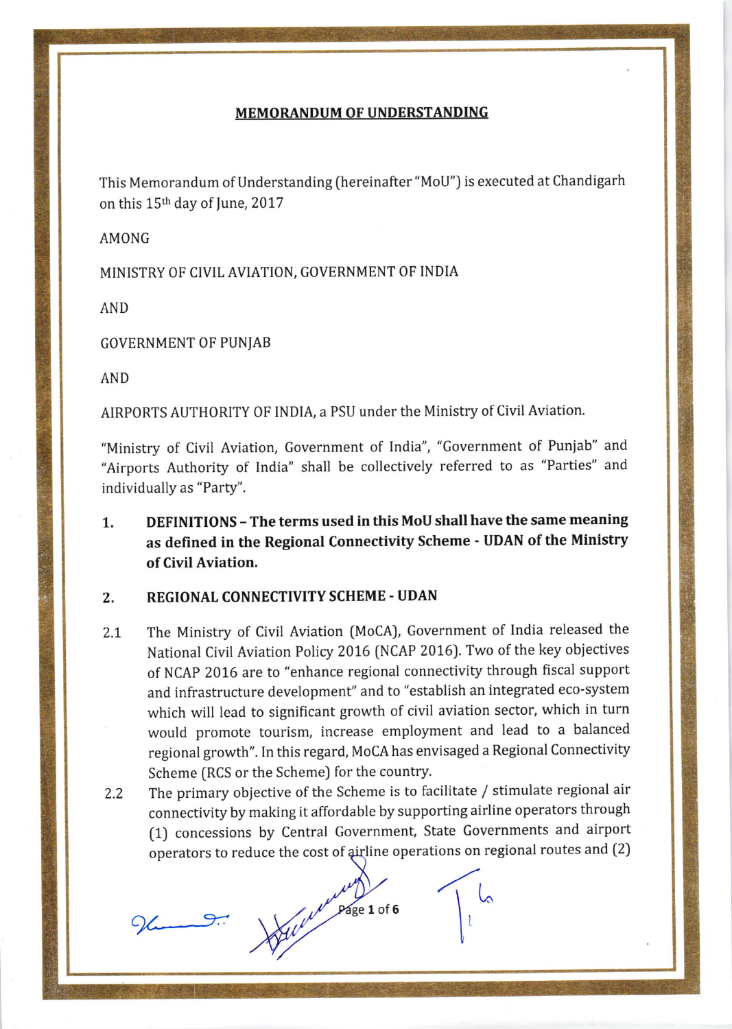# MEMORANDUM OF UNDERSTANDING

This Memorandum of Understanding (hereinafter "MoU") is executed at Chandigarh on this 15th day of June, 2017

AMONG

MINISTRY OF CIVIL AVIATION, GOVERNMENT OF INDIA

AND

GOVERNMENT OF PUNJAB

AND

AIRPORTS AUTHORITY OF INDIA, a PSU under the Ministry of Civil Aviation.

"Ministry of Civil Aviation, Government of India", "Government of Punjab" and "Airports Authority of India" shall be collectively referred to as "Parties" and individually as "Party".

## 1. DEFINITIONS – The terms used in this MoU shall have the same meaning as defined in the Regional Connectivity Scheme - UDAN of the Ministry of Civil Aviation.

## 2. REGIONAL CONNECTIVITY SCHEME - UDAN

2.1 The Ministry of Civil Aviation (MoCA), Government of India released the National Civil Aviation Policy 2016 (NCAP 2016). Two of the key objectives of NCAP 2016 are to "enhance regional connectivity through fiscal support and infrastructure development" and to "establish an integrated eco-system which will lead to significant growth of civil aviation sector, which in turn would promote tourism, increase employment and lead to a balanced regional growth". In this regard, MoCA has envisaged a Regional Connectivity Scheme (RCS or the Scheme) for the country.

2.2 The primary objective of the Scheme is to facilitate / stimulate regional air connectivity by making it affordable by supporting airline operators through (1) concessions by Central Government, State Governments and airport operators to reduce the cost of airline operations on regional routes and (2)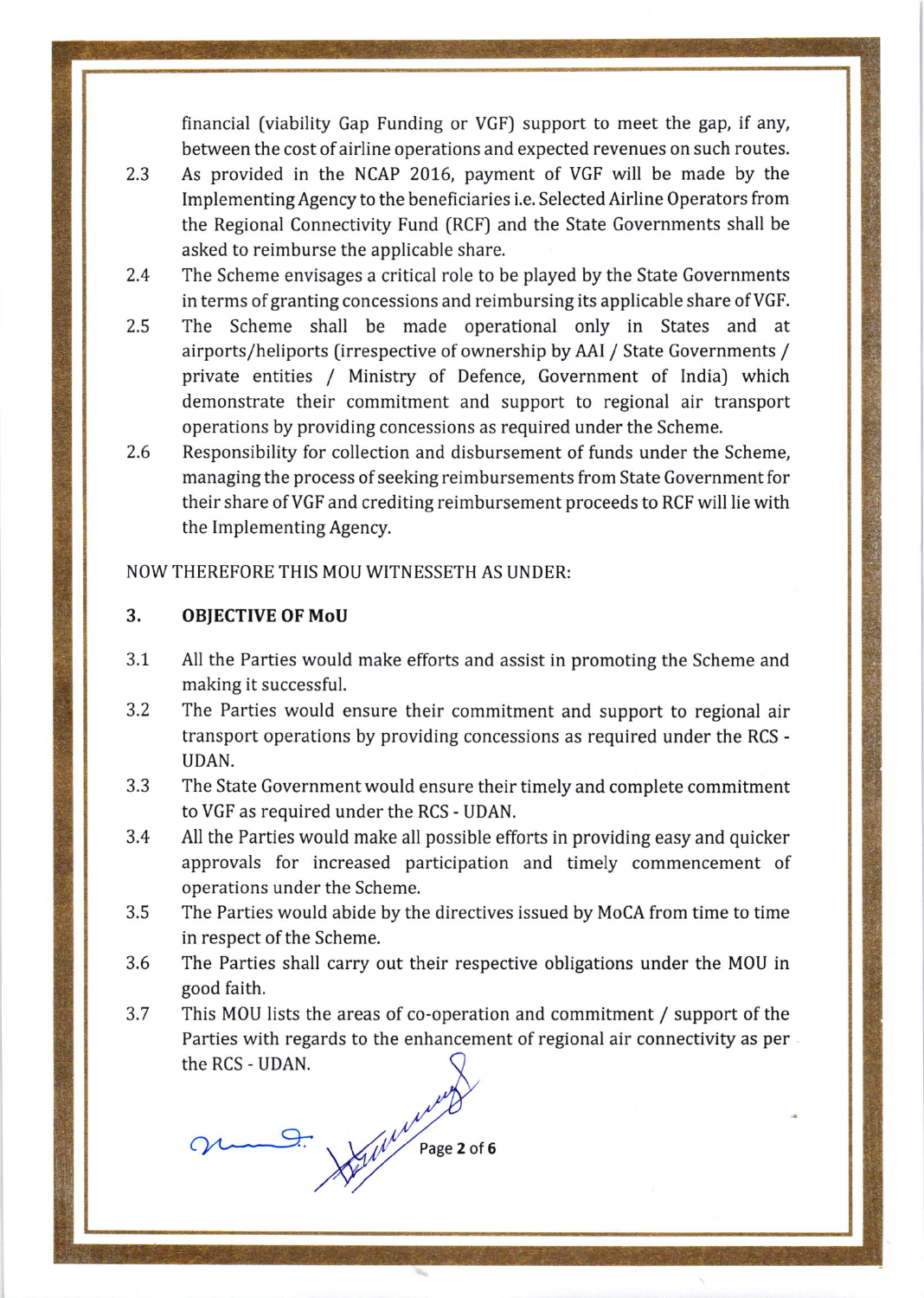financial (viability Gap Funding or VGF) support to meet the gap, if any, between the cost of airline operations and expected revenues on such routes.

2.3 As provided in the NCAP 2016, payment of VGF will be made by the Implementing Agency to the beneficiaries i.e. Selected Airline Operators from the Regional Connectivity Fund (RCF) and the State Governments shall be asked to reimburse the applicable share.

2.4 The Scheme envisages a critical role to be played by the State Governments in terms of granting concessions and reimbursing its applicable share of VGF.

2.5 The Scheme shall be made operational only in States and at airports/heliports (irrespective of ownership by AAI / State Governments / private entities / Ministry of Defence, Government of India) which demonstrate their commitment and support to regional air transport operations by providing concessions as required under the Scheme.

2.6 Responsibility for collection and disbursement of funds under the Scheme, managing the process of seeking reimbursements from State Government for their share of VGF and crediting reimbursement proceeds to RCF will lie with the Implementing Agency.

NOW THEREFORE THIS MOU WITNESSETH AS UNDER:

## 3. OBJECTIVE OF MoU

3.1 All the Parties would make efforts and assist in promoting the Scheme and making it successful.

3.2 The Parties would ensure their commitment and support to regional air transport operations by providing concessions as required under the RCS - UDAN.

3.3 The State Government would ensure their timely and complete commitment to VGF as required under the RCS - UDAN.

3.4 All the Parties would make all possible efforts in providing easy and quicker approvals for increased participation and timely commencement of operations under the Scheme.

3.5 The Parties would abide by the directives issued by MoCA from time to time in respect of the Scheme.

3.6 The Parties shall carry out their respective obligations under the MOU in good faith.

3.7 This MOU lists the areas of co-operation and commitment / support of the Parties with regards to the enhancement of regional air connectivity as per the RCS - UDAN.